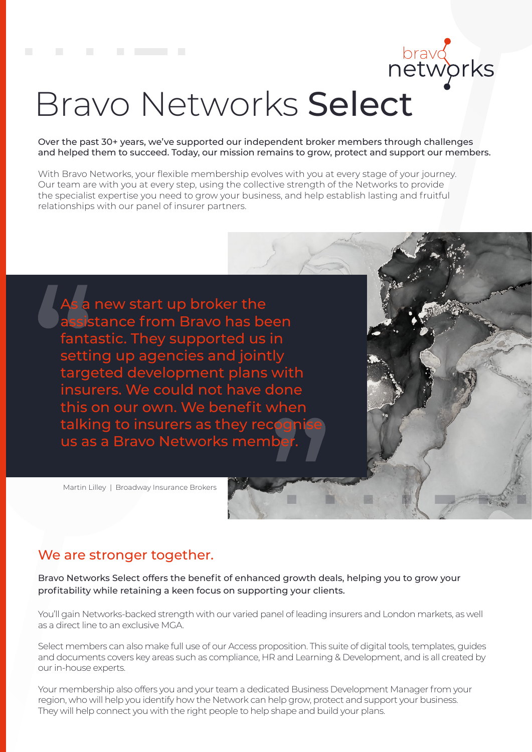# Bravo Networks **Select**

**Over the past 30+ years, we've supported our independent broker members through challenges and helped them to succeed. Today, our mission remains to grow, protect and support our members.**

With Bravo Networks, your flexible membership evolves with you at every stage of your journey. Our team are with you at every step, using the collective strength of the Networks to provide the specialist expertise you need to grow your business, and help establish lasting and fruitful relationships with our panel of insurer partners.

> As a new start up broker the assistance from Bravo has been fantastic. They supported us in setting up agencies and jointly targeted development plans with insurers. We could not have done this on our own. We benefit when talking to insurers as they recognise us as a Bravo Networks member.

Martin Lilley | Broadway Insurance Brokers

## We are stronger together.

**Bravo Networks Select offers the benefit of enhanced growth deals, helping you to grow your profitability while retaining a keen focus on supporting your clients.**

You'll gain Networks-backed strength with our varied panel of leading insurers and London markets, as well as a direct line to an exclusive MGA.

Select members can also make full use of our Access proposition. This suite of digital tools, templates, guides and documents covers key areas such as compliance, HR and Learning & Development, and is all created by our in-house experts.

Your membership also offers you and your team a dedicated Business Development Manager from your region, who will help you identify how the Network can help grow, protect and support your business. They will help connect you with the right people to help shape and build your plans.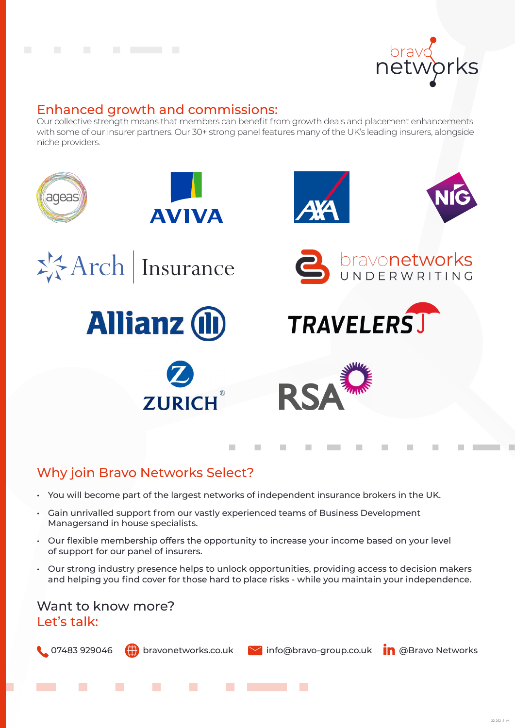## Enhanced growth and commissions:

Our collective strength means that members can benefit from growth deals and placement enhancements with some of our insurer partners. Our 30+ strong panel features many of the UK's leading insurers, alongside niche providers.

## Why join Bravo Networks Select?

- You will become part of the largest networks of independent insurance brokers in the UK.
- Gain unrivalled support from our vastly experienced teams of Business Development Managersand in house specialists.
- Our flexible membership offers the opportunity to increase your income based on your level of support for our panel of insurers.
- Our strong industry presence helps to unlock opportunities, providing access to decision makers and helping you find cover for those hard to place risks - while you maintain your independence.

## Want to know more?
## Let's talk:

07483 929046 | bravonetworks.co.uk | info@bravo-group.co.uk | @Bravo Networks